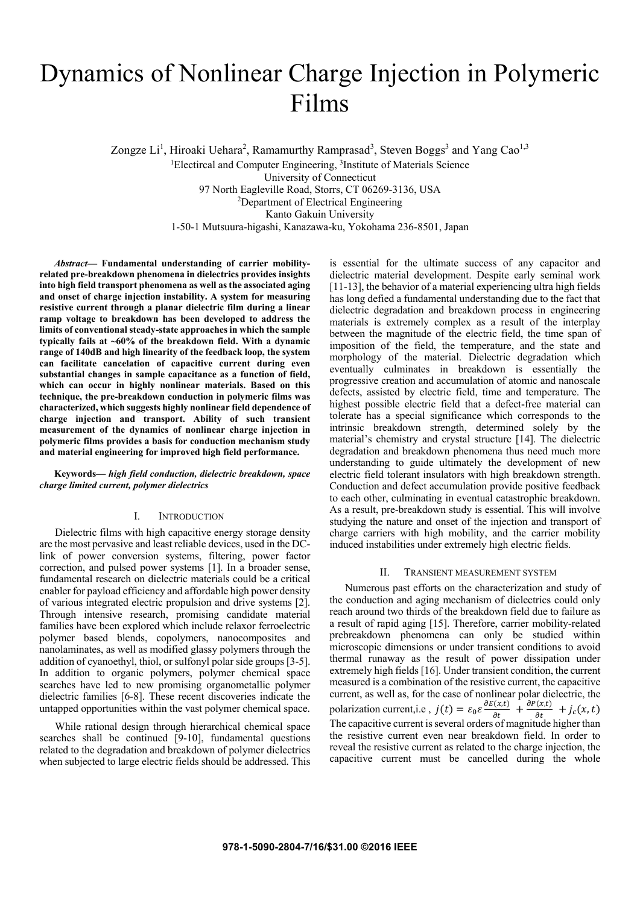# Dynamics of Nonlinear Charge Injection in Polymeric Films

Zongze Li[1], Hiroaki Uehara[2], Ramamurthy Ramprasad[3], Steven Boggs[3] and Yang Cao[1,3]

[1]Electircal and Computer Engineering, [3]Institute of Materials Science
University of Connecticut
97 North Eagleville Road, Storrs, CT 06269-3136, USA
[2]Department of Electrical Engineering
Kanto Gakuin University
1-50-1 Mutsuura-higashi, Kanazawa-ku, Yokohama 236-8501, Japan

***Abstract*— Fundamental understanding of carrier mobility-related pre-breakdown phenomena in dielectrics provides insights into high field transport phenomena as well as the associated aging and onset of charge injection instability. A system for measuring resistive current through a planar dielectric film during a linear ramp voltage to breakdown has been developed to address the limits of conventional steady-state approaches in which the sample typically fails at ~60% of the breakdown field. With a dynamic range of 140dB and high linearity of the feedback loop, the system can facilitate cancelation of capacitive current during even substantial changes in sample capacitance as a function of field, which can occur in highly nonlinear materials. Based on this technique, the pre-breakdown conduction in polymeric films was characterized, which suggests highly nonlinear field dependence of charge injection and transport. Ability of such transient measurement of the dynamics of nonlinear charge injection in polymeric films provides a basis for conduction mechanism study and material engineering for improved high field performance.**

**Keywords—** ***high field conduction, dielectric breakdown, space charge limited current, polymer dielectrics***

## I. Introduction

Dielectric films with high capacitive energy storage density are the most pervasive and least reliable devices, used in the DC-link of power conversion systems, filtering, power factor correction, and pulsed power systems [1]. In a broader sense, fundamental research on dielectric materials could be a critical enabler for payload efficiency and affordable high power density of various integrated electric propulsion and drive systems [2]. Through intensive research, promising candidate material families have been explored which include relaxor ferroelectric polymer based blends, copolymers, nanocomposites and nanolaminates, as well as modified glassy polymers through the addition of cyanoethyl, thiol, or sulfonyl polar side groups [3-5]. In addition to organic polymers, polymer chemical space searches have led to new promising organometallic polymer dielectric families [6-8]. These recent discoveries indicate the untapped opportunities within the vast polymer chemical space.

While rational design through hierarchical chemical space searches shall be continued [9-10], fundamental questions related to the degradation and breakdown of polymer dielectrics when subjected to large electric fields should be addressed. This is essential for the ultimate success of any capacitor and dielectric material development. Despite early seminal work [11-13], the behavior of a material experiencing ultra high fields has long defied a fundamental understanding due to the fact that dielectric degradation and breakdown process in engineering materials is extremely complex as a result of the interplay between the magnitude of the electric field, the time span of imposition of the field, the temperature, and the state and morphology of the material. Dielectric degradation which eventually culminates in breakdown is essentially the progressive creation and accumulation of atomic and nanoscale defects, assisted by electric field, time and temperature. The highest possible electric field that a defect-free material can tolerate has a special significance which corresponds to the intrinsic breakdown strength, determined solely by the material's chemistry and crystal structure [14]. The dielectric degradation and breakdown phenomena thus need much more understanding to guide ultimately the development of new electric field tolerant insulators with high breakdown strength. Conduction and defect accumulation provide positive feedback to each other, culminating in eventual catastrophic breakdown. As a result, pre-breakdown study is essential. This will involve studying the nature and onset of the injection and transport of charge carriers with high mobility, and the carrier mobility induced instabilities under extremely high electric fields.

## II. Transient measurement system

Numerous past efforts on the characterization and study of the conduction and aging mechanism of dielectrics could only reach around two thirds of the breakdown field due to failure as a result of rapid aging [15]. Therefore, carrier mobility-related prebreakdown phenomena can only be studied within microscopic dimensions or under transient conditions to avoid thermal runaway as the result of power dissipation under extremely high fields [16]. Under transient condition, the current measured is a combination of the resistive current, the capacitive current, as well as, for the case of nonlinear polar dielectric, the polarization current,i.e , $j(t) = \varepsilon_0 \varepsilon \frac{\partial E(x,t)}{\partial t} + \frac{\partial P(x,t)}{\partial t} + j_c(x,t)$ The capacitive current is several orders of magnitude higher than the resistive current even near breakdown field. In order to reveal the resistive current as related to the charge injection, the capacitive current must be cancelled during the whole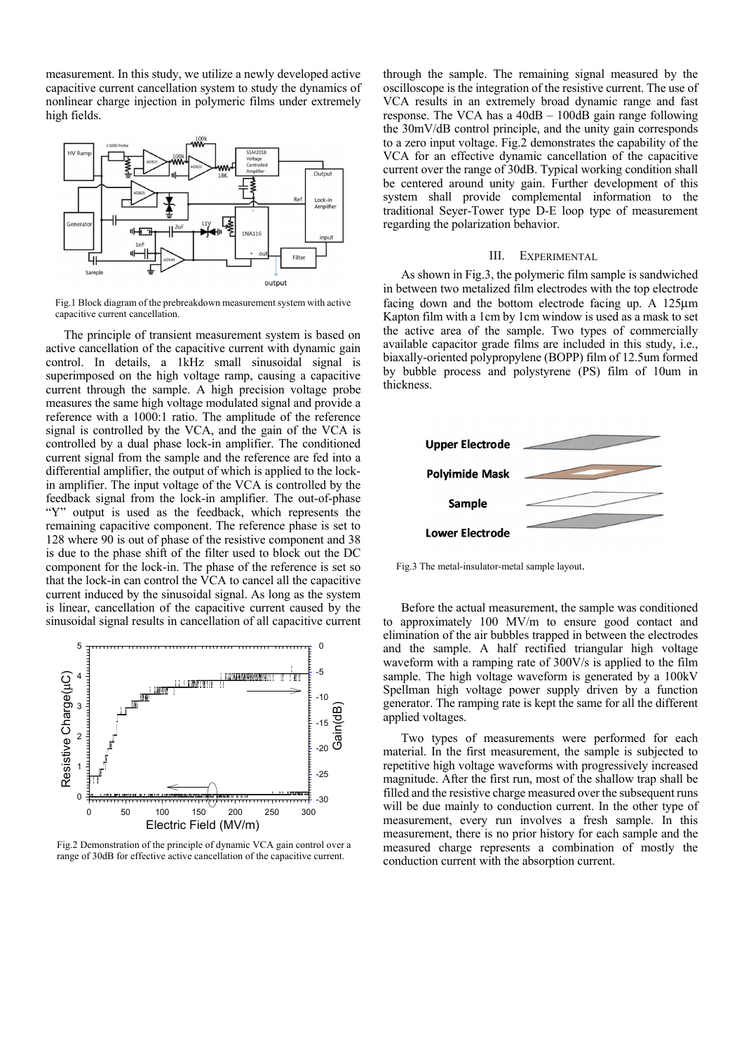measurement. In this study, we utilize a newly developed active capacitive current cancellation system to study the dynamics of nonlinear charge injection in polymeric films under extremely high fields.

Fig.1 Block diagram of the prebreakdown measurement system with active capacitive current cancellation.

The principle of transient measurement system is based on active cancellation of the capacitive current with dynamic gain control. In details, a 1kHz small sinusoidal signal is superimposed on the high voltage ramp, causing a capacitive current through the sample. A high precision voltage probe measures the same high voltage modulated signal and provide a reference with a 1000:1 ratio. The amplitude of the reference signal is controlled by the VCA, and the gain of the VCA is controlled by a dual phase lock-in amplifier. The conditioned current signal from the sample and the reference are fed into a differential amplifier, the output of which is applied to the lock-in amplifier. The input voltage of the VCA is controlled by the feedback signal from the lock-in amplifier. The out-of-phase "Y" output is used as the feedback, which represents the remaining capacitive component. The reference phase is set to 128 where 90 is out of phase of the resistive component and 38 is due to the phase shift of the filter used to block out the DC component for the lock-in. The phase of the reference is set so that the lock-in can control the VCA to cancel all the capacitive current induced by the sinusoidal signal. As long as the system is linear, cancellation of the capacitive current caused by the sinusoidal signal results in cancellation of all capacitive current

Fig.2 Demonstration of the principle of dynamic VCA gain control over a range of 30dB for effective active cancellation of the capacitive current.

through the sample. The remaining signal measured by the oscilloscope is the integration of the resistive current. The use of VCA results in an extremely broad dynamic range and fast response. The VCA has a 40dB – 100dB gain range following the 30mV/dB control principle, and the unity gain corresponds to a zero input voltage. Fig.2 demonstrates the capability of the VCA for an effective dynamic cancellation of the capacitive current over the range of 30dB. Typical working condition shall be centered around unity gain. Further development of this system shall provide complemental information to the traditional Seyer-Tower type D-E loop type of measurement regarding the polarization behavior.

## III. EXPERIMENTAL

As shown in Fig.3, the polymeric film sample is sandwiched in between two metalized film electrodes with the top electrode facing down and the bottom electrode facing up. A 125μm Kapton film with a 1cm by 1cm window is used as a mask to set the active area of the sample. Two types of commercially available capacitor grade films are included in this study, i.e., biaxally-oriented polypropylene (BOPP) film of 12.5um formed by bubble process and polystyrene (PS) film of 10um in thickness.

Fig.3 The metal-insulator-metal sample layout.

Before the actual measurement, the sample was conditioned to approximately 100 MV/m to ensure good contact and elimination of the air bubbles trapped in between the electrodes and the sample. A half rectified triangular high voltage waveform with a ramping rate of 300V/s is applied to the film sample. The high voltage waveform is generated by a 100kV Spellman high voltage power supply driven by a function generator. The ramping rate is kept the same for all the different applied voltages.

Two types of measurements were performed for each material. In the first measurement, the sample is subjected to repetitive high voltage waveforms with progressively increased magnitude. After the first run, most of the shallow trap shall be filled and the resistive charge measured over the subsequent runs will be due mainly to conduction current. In the other type of measurement, every run involves a fresh sample. In this measurement, there is no prior history for each sample and the measured charge represents a combination of mostly the conduction current with the absorption current.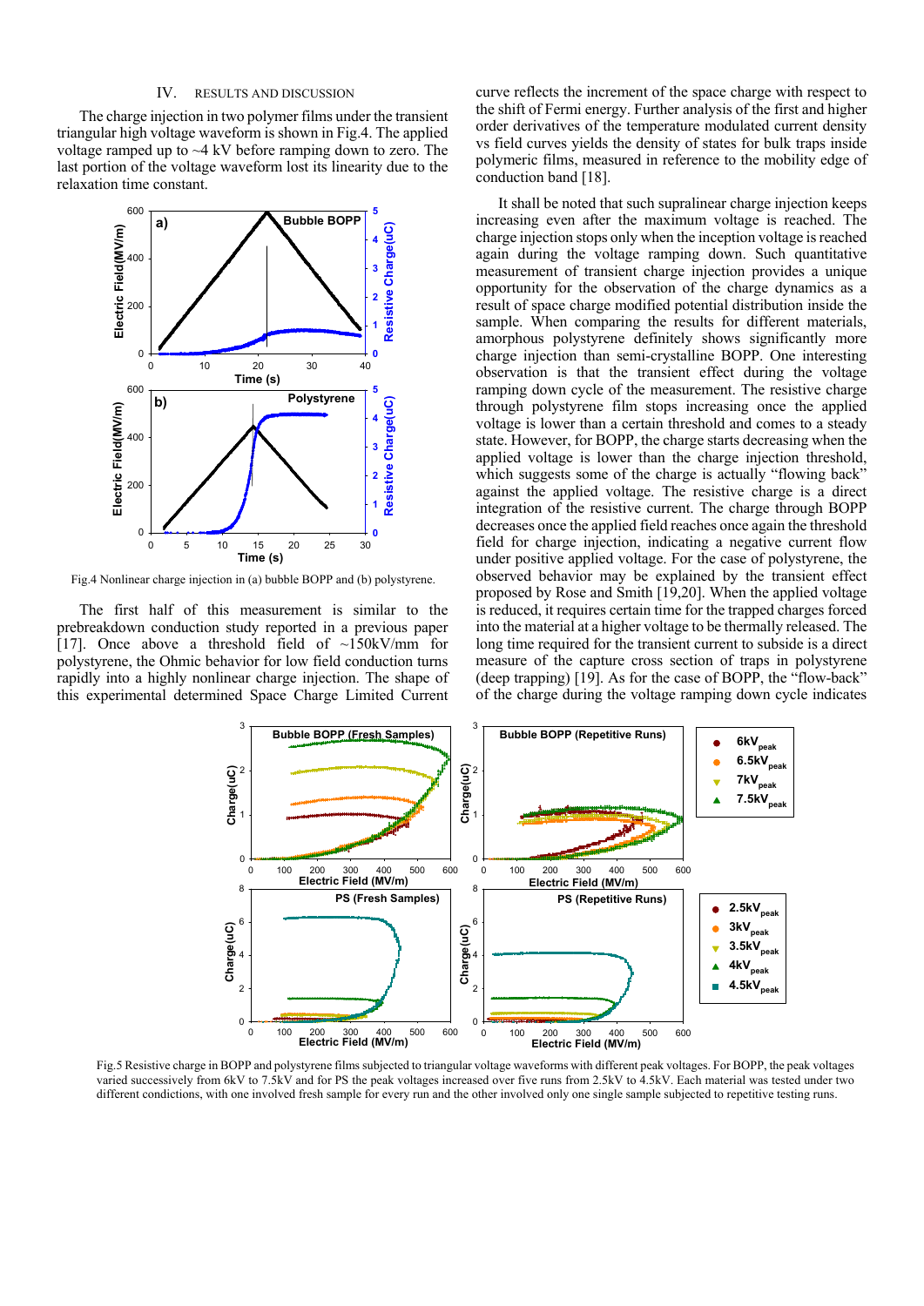## IV. RESULTS AND DISCUSSION

The charge injection in two polymer films under the transient triangular high voltage waveform is shown in Fig.4. The applied voltage ramped up to ~4 kV before ramping down to zero. The last portion of the voltage waveform lost its linearity due to the relaxation time constant.

Fig.4 Nonlinear charge injection in (a) bubble BOPP and (b) polystyrene.

The first half of this measurement is similar to the prebreakdown conduction study reported in a previous paper [17]. Once above a threshold field of ~150kV/mm for polystyrene, the Ohmic behavior for low field conduction turns rapidly into a highly nonlinear charge injection. The shape of this experimental determined Space Charge Limited Current curve reflects the increment of the space charge with respect to the shift of Fermi energy. Further analysis of the first and higher order derivatives of the temperature modulated current density vs field curves yields the density of states for bulk traps inside polymeric films, measured in reference to the mobility edge of conduction band [18].

It shall be noted that such supralinear charge injection keeps increasing even after the maximum voltage is reached. The charge injection stops only when the inception voltage is reached again during the voltage ramping down. Such quantitative measurement of transient charge injection provides a unique opportunity for the observation of the charge dynamics as a result of space charge modified potential distribution inside the sample. When comparing the results for different materials, amorphous polystyrene definitely shows significantly more charge injection than semi-crystalline BOPP. One interesting observation is that the transient effect during the voltage ramping down cycle of the measurement. The resistive charge through polystyrene film stops increasing once the applied voltage is lower than a certain threshold and comes to a steady state. However, for BOPP, the charge starts decreasing when the applied voltage is lower than the charge injection threshold, which suggests some of the charge is actually "flowing back" against the applied voltage. The resistive charge is a direct integration of the resistive current. The charge through BOPP decreases once the applied field reaches once again the threshold field for charge injection, indicating a negative current flow under positive applied voltage. For the case of polystyrene, the observed behavior may be explained by the transient effect proposed by Rose and Smith [19,20]. When the applied voltage is reduced, it requires certain time for the trapped charges forced into the material at a higher voltage to be thermally released. The long time required for the transient current to subside is a direct measure of the capture cross section of traps in polystyrene (deep trapping) [19]. As for the case of BOPP, the "flow-back" of the charge during the voltage ramping down cycle indicates

Fig.5 Resistive charge in BOPP and polystyrene films subjected to triangular voltage waveforms with different peak voltages. For BOPP, the peak voltages varied successively from 6kV to 7.5kV and for PS the peak voltages increased over five runs from 2.5kV to 4.5kV. Each material was tested under two different conditions, with one involved fresh sample for every run and the other involved only one single sample subjected to repetitive testing runs.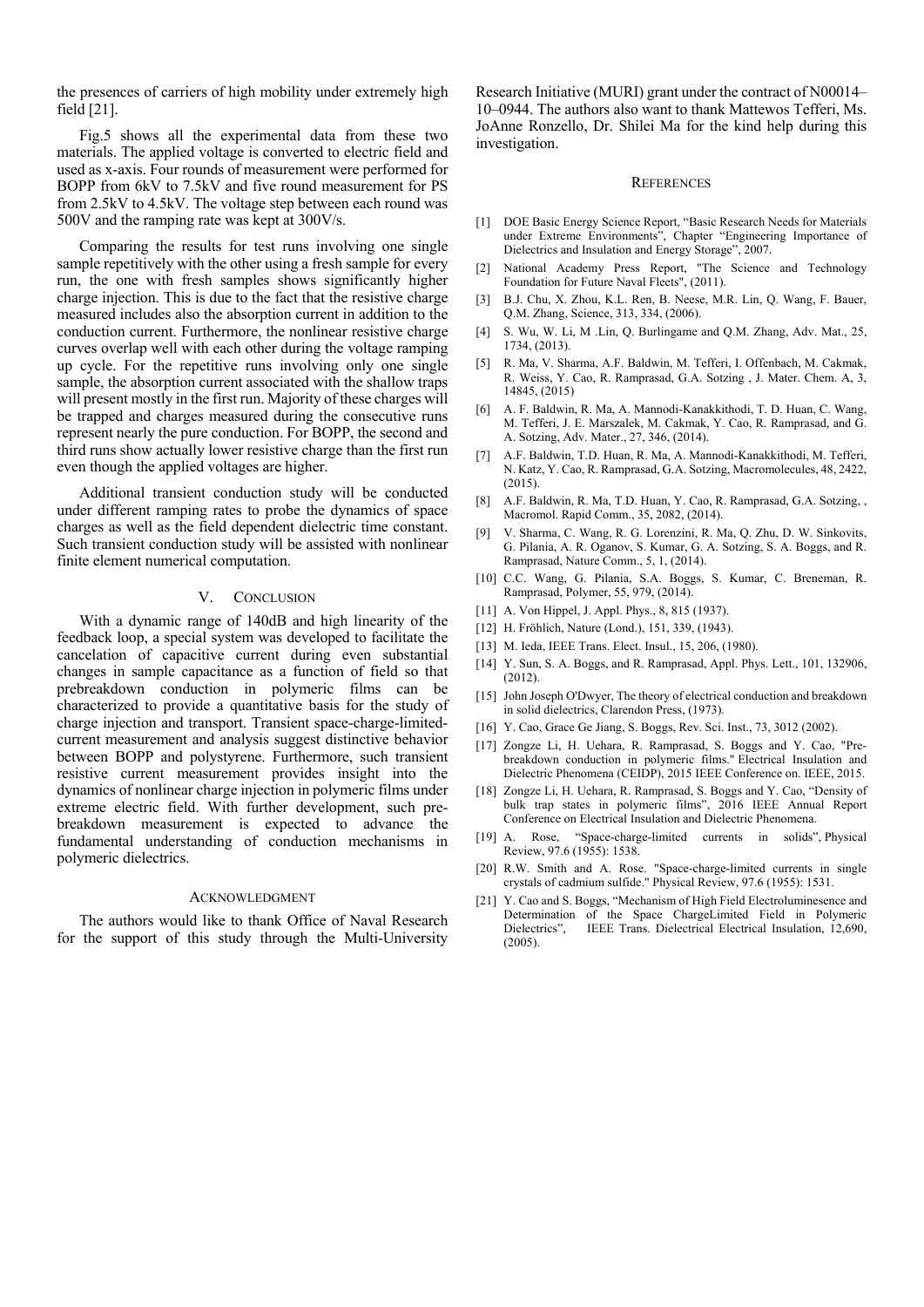the presences of carriers of high mobility under extremely high field [21].

Fig.5 shows all the experimental data from these two materials. The applied voltage is converted to electric field and used as x-axis. Four rounds of measurement were performed for BOPP from 6kV to 7.5kV and five round measurement for PS from 2.5kV to 4.5kV. The voltage step between each round was 500V and the ramping rate was kept at 300V/s.

Comparing the results for test runs involving one single sample repetitively with the other using a fresh sample for every run, the one with fresh samples shows significantly higher charge injection. This is due to the fact that the resistive charge measured includes also the absorption current in addition to the conduction current. Furthermore, the nonlinear resistive charge curves overlap well with each other during the voltage ramping up cycle. For the repetitive runs involving only one single sample, the absorption current associated with the shallow traps will present mostly in the first run. Majority of these charges will be trapped and charges measured during the consecutive runs represent nearly the pure conduction. For BOPP, the second and third runs show actually lower resistive charge than the first run even though the applied voltages are higher.

Additional transient conduction study will be conducted under different ramping rates to probe the dynamics of space charges as well as the field dependent dielectric time constant. Such transient conduction study will be assisted with nonlinear finite element numerical computation.

## V. Conclusion

With a dynamic range of 140dB and high linearity of the feedback loop, a special system was developed to facilitate the cancelation of capacitive current during even substantial changes in sample capacitance as a function of field so that prebreakdown conduction in polymeric films can be characterized to provide a quantitative basis for the study of charge injection and transport. Transient space-charge-limited-current measurement and analysis suggest distinctive behavior between BOPP and polystyrene. Furthermore, such transient resistive current measurement provides insight into the dynamics of nonlinear charge injection in polymeric films under extreme electric field. With further development, such pre-breakdown measurement is expected to advance the fundamental understanding of conduction mechanisms in polymeric dielectrics.

## Acknowledgment

The authors would like to thank Office of Naval Research for the support of this study through the Multi-University Research Initiative (MURI) grant under the contract of N00014–10–0944. The authors also want to thank Mattewos Tefferi, Ms. JoAnne Ronzello, Dr. Shilei Ma for the kind help during this investigation.

## References

[1] DOE Basic Energy Science Report, "Basic Research Needs for Materials under Extreme Environments", Chapter "Engineering Importance of Dielectrics and Insulation and Energy Storage", 2007.

[2] National Academy Press Report, "The Science and Technology Foundation for Future Naval Fleets", (2011).

[3] B.J. Chu, X. Zhou, K.L. Ren, B. Neese, M.R. Lin, Q. Wang, F. Bauer, Q.M. Zhang, Science, 313, 334, (2006).

[4] S. Wu, W. Li, M .Lin, Q. Burlingame and Q.M. Zhang, Adv. Mat., 25, 1734, (2013).

[5] R. Ma, V. Sharma, A.F. Baldwin, M. Tefferi, I. Offenbach, M. Cakmak, R. Weiss, Y. Cao, R. Ramprasad, G.A. Sotzing , J. Mater. Chem. A, 3, 14845, (2015)

[6] A. F. Baldwin, R. Ma, A. Mannodi-Kanakkithodi, T. D. Huan, C. Wang, M. Tefferi, J. E. Marszalek, M. Cakmak, Y. Cao, R. Ramprasad, and G. A. Sotzing, Adv. Mater., 27, 346, (2014).

[7] A.F. Baldwin, T.D. Huan, R. Ma, A. Mannodi-Kanakkithodi, M. Tefferi, N. Katz, Y. Cao, R. Ramprasad, G.A. Sotzing, Macromolecules, 48, 2422, (2015).

[8] A.F. Baldwin, R. Ma, T.D. Huan, Y. Cao, R. Ramprasad, G.A. Sotzing, , Macromol. Rapid Comm., 35, 2082, (2014).

[9] V. Sharma, C. Wang, R. G. Lorenzini, R. Ma, Q. Zhu, D. W. Sinkovits, G. Pilania, A. R. Oganov, S. Kumar, G. A. Sotzing, S. A. Boggs, and R. Ramprasad, Nature Comm., 5, 1, (2014).

[10] C.C. Wang, G. Pilania, S.A. Boggs, S. Kumar, C. Breneman, R. Ramprasad, Polymer, 55, 979, (2014).

[11] A. Von Hippel, J. Appl. Phys., 8, 815 (1937).

[12] H. Fröhlich, Nature (Lond.), 151, 339, (1943).

[13] M. Ieda, IEEE Trans. Elect. Insul., 15, 206, (1980).

[14] Y. Sun, S. A. Boggs, and R. Ramprasad, Appl. Phys. Lett., 101, 132906, (2012).

[15] John Joseph O'Dwyer, The theory of electrical conduction and breakdown in solid dielectrics, Clarendon Press, (1973).

[16] Y. Cao, Grace Ge Jiang, S. Boggs, Rev. Sci. Inst., 73, 3012 (2002).

[17] Zongze Li, H. Uehara, R. Ramprasad, S. Boggs and Y. Cao, "Pre-breakdown conduction in polymeric films." Electrical Insulation and Dielectric Phenomena (CEIDP), 2015 IEEE Conference on. IEEE, 2015.

[18] Zongze Li, H. Uehara, R. Ramprasad, S. Boggs and Y. Cao, "Density of bulk trap states in polymeric films", 2016 IEEE Annual Report Conference on Electrical Insulation and Dielectric Phenomena.

[19] A. Rose, "Space-charge-limited currents in solids", Physical Review, 97.6 (1955): 1538.

[20] R.W. Smith and A. Rose. "Space-charge-limited currents in single crystals of cadmium sulfide." Physical Review, 97.6 (1955): 1531.

[21] Y. Cao and S. Boggs, "Mechanism of High Field Electroluminesence and Determination of the Space ChargeLimited Field in Polymeric Dielectrics", IEEE Trans. Dielectrical Electrical Insulation, 12,690, (2005).